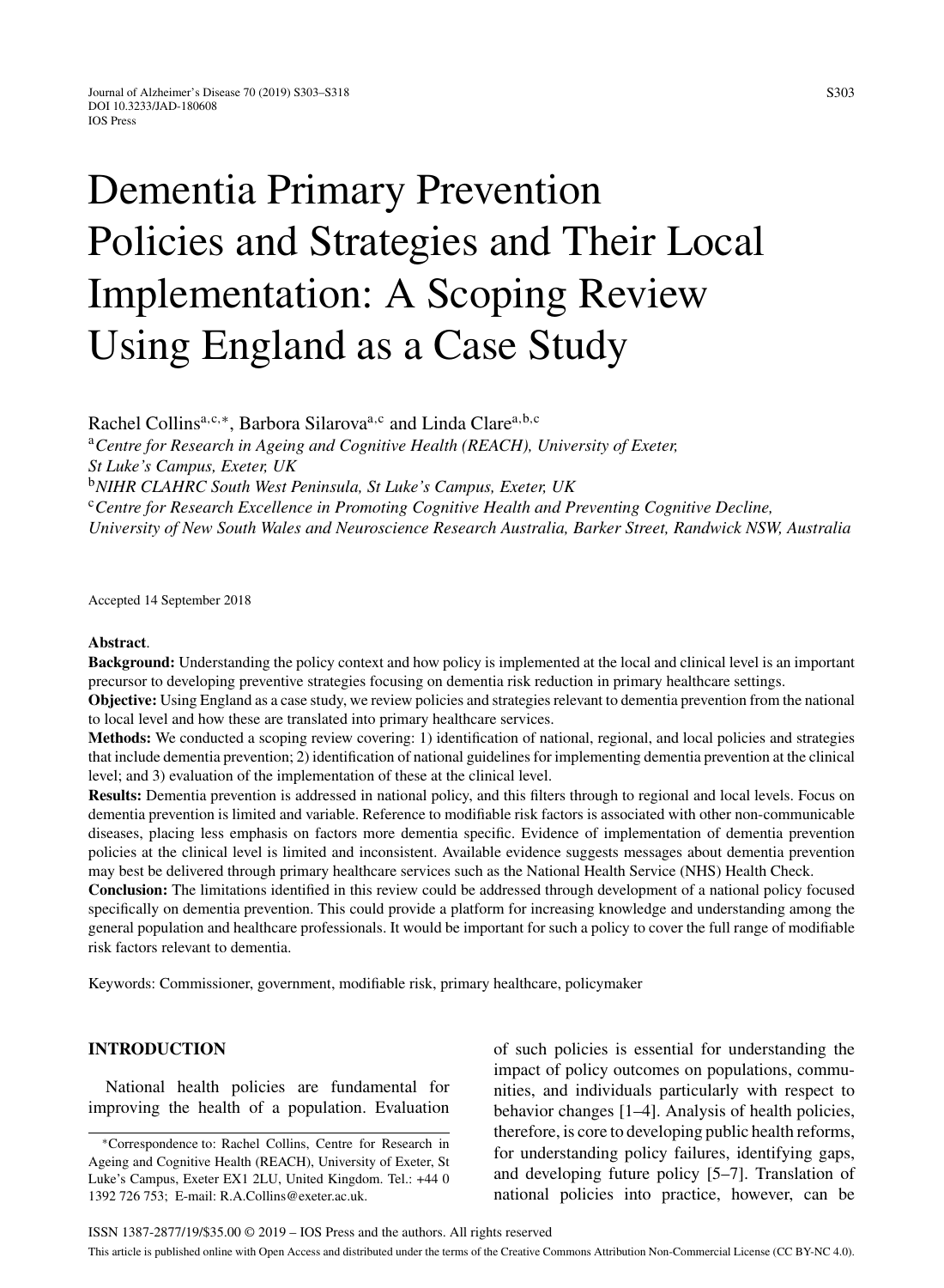# Dementia Primary Prevention Policies and Strategies and Their Local Implementation: A Scoping Review Using England as a Case Study

Rachel Collins[a,c,*], Barbora Silarova[a,c] and Linda Clare[a,b,c]

[a] *Centre for Research in Ageing and Cognitive Health (REACH), University of Exeter, St Luke's Campus, Exeter, UK*

[b] *NIHR CLAHRC South West Peninsula, St Luke's Campus, Exeter, UK*

[c] *Centre for Research Excellence in Promoting Cognitive Health and Preventing Cognitive Decline, University of New South Wales and Neuroscience Research Australia, Barker Street, Randwick NSW, Australia*

Accepted 14 September 2018

**Abstract**.

**Background:** Understanding the policy context and how policy is implemented at the local and clinical level is an important precursor to developing preventive strategies focusing on dementia risk reduction in primary healthcare settings.

**Objective:** Using England as a case study, we review policies and strategies relevant to dementia prevention from the national to local level and how these are translated into primary healthcare services.

**Methods:** We conducted a scoping review covering: 1) identification of national, regional, and local policies and strategies that include dementia prevention; 2) identification of national guidelines for implementing dementia prevention at the clinical level; and 3) evaluation of the implementation of these at the clinical level.

**Results:** Dementia prevention is addressed in national policy, and this filters through to regional and local levels. Focus on dementia prevention is limited and variable. Reference to modifiable risk factors is associated with other non-communicable diseases, placing less emphasis on factors more dementia specific. Evidence of implementation of dementia prevention policies at the clinical level is limited and inconsistent. Available evidence suggests messages about dementia prevention may best be delivered through primary healthcare services such as the National Health Service (NHS) Health Check.

**Conclusion:** The limitations identified in this review could be addressed through development of a national policy focused specifically on dementia prevention. This could provide a platform for increasing knowledge and understanding among the general population and healthcare professionals. It would be important for such a policy to cover the full range of modifiable risk factors relevant to dementia.

Keywords: Commissioner, government, modifiable risk, primary healthcare, policymaker

## INTRODUCTION

National health policies are fundamental for improving the health of a population. Evaluation of such policies is essential for understanding the impact of policy outcomes on populations, communities, and individuals particularly with respect to behavior changes [1–4]. Analysis of health policies, therefore, is core to developing public health reforms, for understanding policy failures, identifying gaps, and developing future policy [5–7]. Translation of national policies into practice, however, can be

*Correspondence to: Rachel Collins, Centre for Research in Ageing and Cognitive Health (REACH), University of Exeter, St Luke's Campus, Exeter EX1 2LU, United Kingdom. Tel.: +44 0 1392 726 753; E-mail: R.A.Collins@exeter.ac.uk.

ISSN 1387-2877/19/$35.00 © 2019 – IOS Press and the authors. All rights reserved

This article is published online with Open Access and distributed under the terms of the Creative Commons Attribution Non-Commercial License (CC BY-NC 4.0).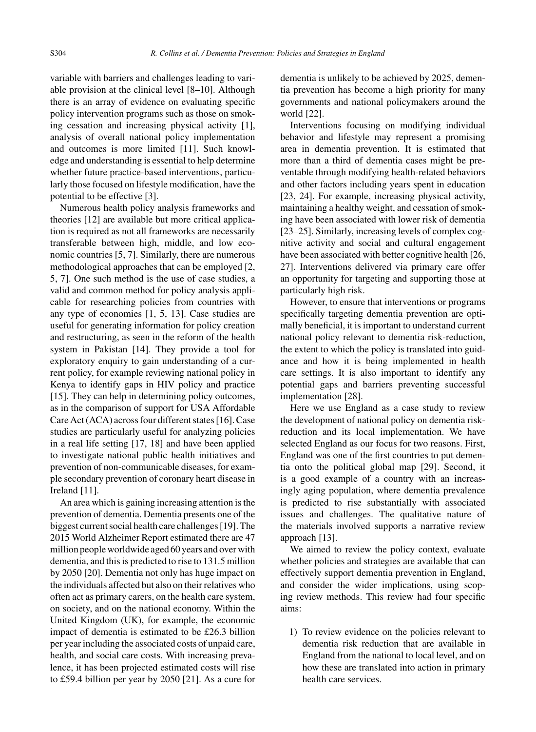variable with barriers and challenges leading to variable provision at the clinical level [8–10]. Although there is an array of evidence on evaluating specific policy intervention programs such as those on smoking cessation and increasing physical activity [1], analysis of overall national policy implementation and outcomes is more limited [11]. Such knowledge and understanding is essential to help determine whether future practice-based interventions, particularly those focused on lifestyle modification, have the potential to be effective [3].

Numerous health policy analysis frameworks and theories [12] are available but more critical application is required as not all frameworks are necessarily transferable between high, middle, and low economic countries [5, 7]. Similarly, there are numerous methodological approaches that can be employed [2, 5, 7]. One such method is the use of case studies, a valid and common method for policy analysis applicable for researching policies from countries with any type of economies [1, 5, 13]. Case studies are useful for generating information for policy creation and restructuring, as seen in the reform of the health system in Pakistan [14]. They provide a tool for exploratory enquiry to gain understanding of a current policy, for example reviewing national policy in Kenya to identify gaps in HIV policy and practice [15]. They can help in determining policy outcomes, as in the comparison of support for USA Affordable Care Act (ACA) across four different states [16]. Case studies are particularly useful for analyzing policies in a real life setting [17, 18] and have been applied to investigate national public health initiatives and prevention of non-communicable diseases, for example secondary prevention of coronary heart disease in Ireland [11].

An area which is gaining increasing attention is the prevention of dementia. Dementia presents one of the biggest current social health care challenges [19]. The 2015 World Alzheimer Report estimated there are 47 million people worldwide aged 60 years and over with dementia, and this is predicted to rise to 131.5 million by 2050 [20]. Dementia not only has huge impact on the individuals affected but also on their relatives who often act as primary carers, on the health care system, on society, and on the national economy. Within the United Kingdom (UK), for example, the economic impact of dementia is estimated to be £26.3 billion per year including the associated costs of unpaid care, health, and social care costs. With increasing prevalence, it has been projected estimated costs will rise to £59.4 billion per year by 2050 [21]. As a cure for dementia is unlikely to be achieved by 2025, dementia prevention has become a high priority for many governments and national policymakers around the world [22].

Interventions focusing on modifying individual behavior and lifestyle may represent a promising area in dementia prevention. It is estimated that more than a third of dementia cases might be preventable through modifying health-related behaviors and other factors including years spent in education [23, 24]. For example, increasing physical activity, maintaining a healthy weight, and cessation of smoking have been associated with lower risk of dementia [23–25]. Similarly, increasing levels of complex cognitive activity and social and cultural engagement have been associated with better cognitive health [26, 27]. Interventions delivered via primary care offer an opportunity for targeting and supporting those at particularly high risk.

However, to ensure that interventions or programs specifically targeting dementia prevention are optimally beneficial, it is important to understand current national policy relevant to dementia risk-reduction, the extent to which the policy is translated into guidance and how it is being implemented in health care settings. It is also important to identify any potential gaps and barriers preventing successful implementation [28].

Here we use England as a case study to review the development of national policy on dementia risk-reduction and its local implementation. We have selected England as our focus for two reasons. First, England was one of the first countries to put dementia onto the political global map [29]. Second, it is a good example of a country with an increasingly aging population, where dementia prevalence is predicted to rise substantially with associated issues and challenges. The qualitative nature of the materials involved supports a narrative review approach [13].

We aimed to review the policy context, evaluate whether policies and strategies are available that can effectively support dementia prevention in England, and consider the wider implications, using scoping review methods. This review had four specific aims:

1) To review evidence on the policies relevant to dementia risk reduction that are available in England from the national to local level, and on how these are translated into action in primary health care services.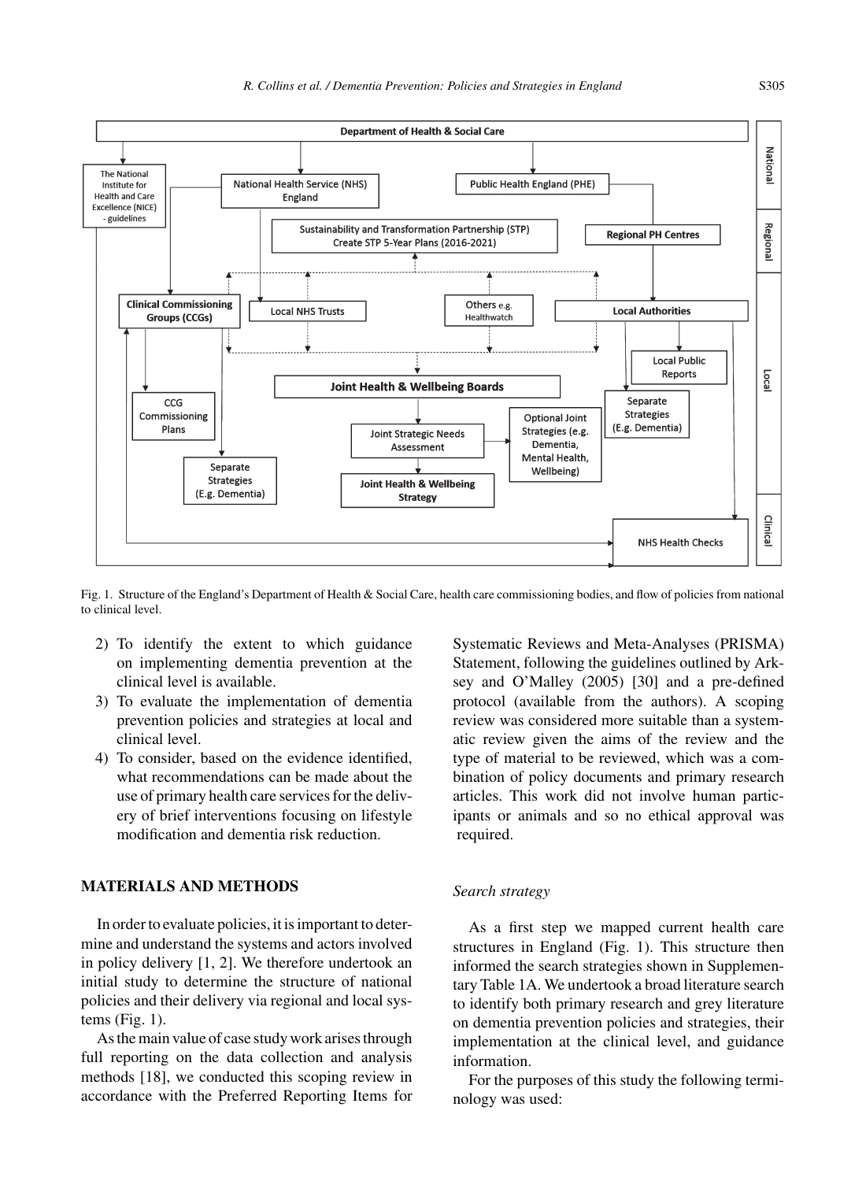Fig. 1. Structure of the England's Department of Health & Social Care, health care commissioning bodies, and flow of policies from national to clinical level.

2) To identify the extent to which guidance on implementing dementia prevention at the clinical level is available.
3) To evaluate the implementation of dementia prevention policies and strategies at local and clinical level.
4) To consider, based on the evidence identified, what recommendations can be made about the use of primary health care services for the delivery of brief interventions focusing on lifestyle modification and dementia risk reduction.

## MATERIALS AND METHODS

In order to evaluate policies, it is important to determine and understand the systems and actors involved in policy delivery [1, 2]. We therefore undertook an initial study to determine the structure of national policies and their delivery via regional and local systems (Fig. 1).

As the main value of case study work arises through full reporting on the data collection and analysis methods [18], we conducted this scoping review in accordance with the Preferred Reporting Items for Systematic Reviews and Meta-Analyses (PRISMA) Statement, following the guidelines outlined by Arksey and O'Malley (2005) [30] and a pre-defined protocol (available from the authors). A scoping review was considered more suitable than a systematic review given the aims of the review and the type of material to be reviewed, which was a combination of policy documents and primary research articles. This work did not involve human participants or animals and so no ethical approval was required.

### *Search strategy*

As a first step we mapped current health care structures in England (Fig. 1). This structure then informed the search strategies shown in Supplementary Table 1A. We undertook a broad literature search to identify both primary research and grey literature on dementia prevention policies and strategies, their implementation at the clinical level, and guidance information.

For the purposes of this study the following terminology was used: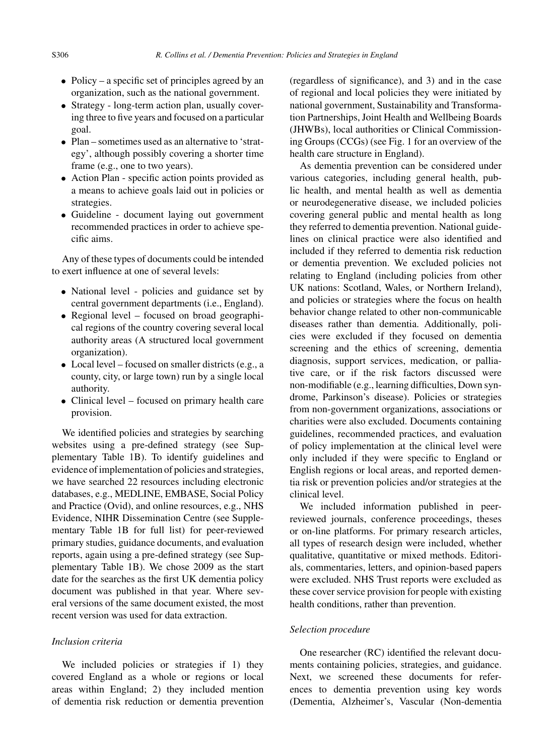- Policy – a specific set of principles agreed by an organization, such as the national government.
- Strategy - long-term action plan, usually covering three to five years and focused on a particular goal.
- Plan – sometimes used as an alternative to 'strategy', although possibly covering a shorter time frame (e.g., one to two years).
- Action Plan - specific action points provided as a means to achieve goals laid out in policies or strategies.
- Guideline - document laying out government recommended practices in order to achieve specific aims.

Any of these types of documents could be intended to exert influence at one of several levels:

- National level - policies and guidance set by central government departments (i.e., England).
- Regional level – focused on broad geographical regions of the country covering several local authority areas (A structured local government organization).
- Local level – focused on smaller districts (e.g., a county, city, or large town) run by a single local authority.
- Clinical level – focused on primary health care provision.

We identified policies and strategies by searching websites using a pre-defined strategy (see Supplementary Table 1B). To identify guidelines and evidence of implementation of policies and strategies, we have searched 22 resources including electronic databases, e.g., MEDLINE, EMBASE, Social Policy and Practice (Ovid), and online resources, e.g., NHS Evidence, NIHR Dissemination Centre (see Supplementary Table 1B for full list) for peer-reviewed primary studies, guidance documents, and evaluation reports, again using a pre-defined strategy (see Supplementary Table 1B). We chose 2009 as the start date for the searches as the first UK dementia policy document was published in that year. Where several versions of the same document existed, the most recent version was used for data extraction.

### *Inclusion criteria*

We included policies or strategies if 1) they covered England as a whole or regions or local areas within England; 2) they included mention of dementia risk reduction or dementia prevention (regardless of significance), and 3) and in the case of regional and local policies they were initiated by national government, Sustainability and Transformation Partnerships, Joint Health and Wellbeing Boards (JHWBs), local authorities or Clinical Commissioning Groups (CCGs) (see Fig. 1 for an overview of the health care structure in England).

As dementia prevention can be considered under various categories, including general health, public health, and mental health as well as dementia or neurodegenerative disease, we included policies covering general public and mental health as long they referred to dementia prevention. National guidelines on clinical practice were also identified and included if they referred to dementia risk reduction or dementia prevention. We excluded policies not relating to England (including policies from other UK nations: Scotland, Wales, or Northern Ireland), and policies or strategies where the focus on health behavior change related to other non-communicable diseases rather than dementia. Additionally, policies were excluded if they focused on dementia screening and the ethics of screening, dementia diagnosis, support services, medication, or palliative care, or if the risk factors discussed were non-modifiable (e.g., learning difficulties, Down syndrome, Parkinson's disease). Policies or strategies from non-government organizations, associations or charities were also excluded. Documents containing guidelines, recommended practices, and evaluation of policy implementation at the clinical level were only included if they were specific to England or English regions or local areas, and reported dementia risk or prevention policies and/or strategies at the clinical level.

We included information published in peer-reviewed journals, conference proceedings, theses or on-line platforms. For primary research articles, all types of research design were included, whether qualitative, quantitative or mixed methods. Editorials, commentaries, letters, and opinion-based papers were excluded. NHS Trust reports were excluded as these cover service provision for people with existing health conditions, rather than prevention.

### *Selection procedure*

One researcher (RC) identified the relevant documents containing policies, strategies, and guidance. Next, we screened these documents for references to dementia prevention using key words (Dementia, Alzheimer's, Vascular (Non-dementia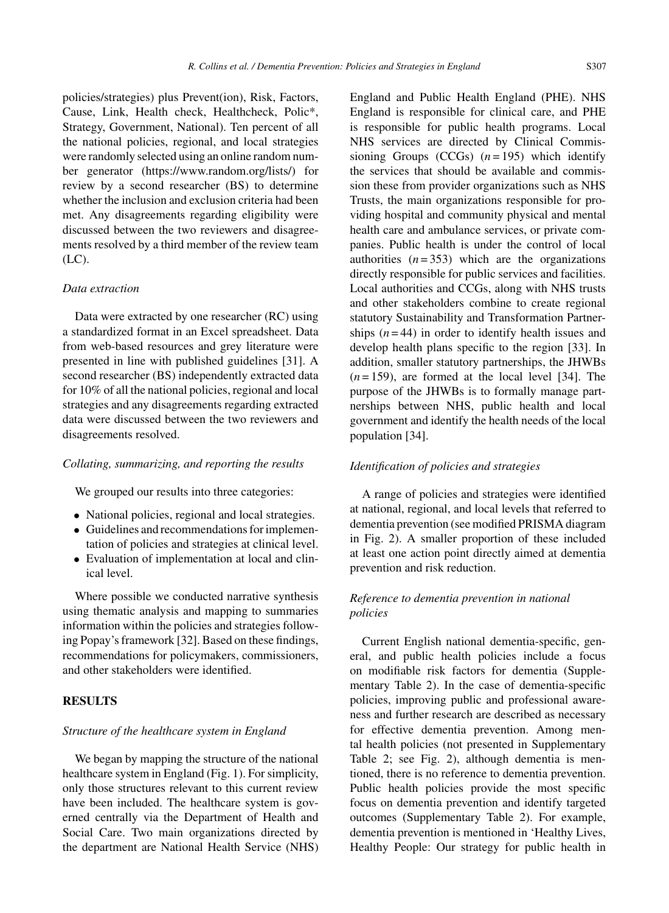policies/strategies) plus Prevent(ion), Risk, Factors, Cause, Link, Health check, Healthcheck, Polic*, Strategy, Government, National). Ten percent of all the national policies, regional, and local strategies were randomly selected using an online random number generator (https://www.random.org/lists/) for review by a second researcher (BS) to determine whether the inclusion and exclusion criteria had been met. Any disagreements regarding eligibility were discussed between the two reviewers and disagreements resolved by a third member of the review team (LC).

### *Data extraction*

Data were extracted by one researcher (RC) using a standardized format in an Excel spreadsheet. Data from web-based resources and grey literature were presented in line with published guidelines [31]. A second researcher (BS) independently extracted data for 10% of all the national policies, regional and local strategies and any disagreements regarding extracted data were discussed between the two reviewers and disagreements resolved.

### *Collating, summarizing, and reporting the results*

We grouped our results into three categories:

- National policies, regional and local strategies.
- Guidelines and recommendations for implementation of policies and strategies at clinical level.
- Evaluation of implementation at local and clinical level.

Where possible we conducted narrative synthesis using thematic analysis and mapping to summaries information within the policies and strategies following Popay's framework [32]. Based on these findings, recommendations for policymakers, commissioners, and other stakeholders were identified.

## RESULTS

### *Structure of the healthcare system in England*

We began by mapping the structure of the national healthcare system in England (Fig. 1). For simplicity, only those structures relevant to this current review have been included. The healthcare system is governed centrally via the Department of Health and Social Care. Two main organizations directed by the department are National Health Service (NHS) England and Public Health England (PHE). NHS England is responsible for clinical care, and PHE is responsible for public health programs. Local NHS services are directed by Clinical Commissioning Groups (CCGs) ($n = 195$) which identify the services that should be available and commission these from provider organizations such as NHS Trusts, the main organizations responsible for providing hospital and community physical and mental health care and ambulance services, or private companies. Public health is under the control of local authorities ($n = 353$) which are the organizations directly responsible for public services and facilities. Local authorities and CCGs, along with NHS trusts and other stakeholders combine to create regional statutory Sustainability and Transformation Partnerships ($n = 44$) in order to identify health issues and develop health plans specific to the region [33]. In addition, smaller statutory partnerships, the JHWBs ($n = 159$), are formed at the local level [34]. The purpose of the JHWBs is to formally manage partnerships between NHS, public health and local government and identify the health needs of the local population [34].

### *Identification of policies and strategies*

A range of policies and strategies were identified at national, regional, and local levels that referred to dementia prevention (see modified PRISMA diagram in Fig. 2). A smaller proportion of these included at least one action point directly aimed at dementia prevention and risk reduction.

### *Reference to dementia prevention in national policies*

Current English national dementia-specific, general, and public health policies include a focus on modifiable risk factors for dementia (Supplementary Table 2). In the case of dementia-specific policies, improving public and professional awareness and further research are described as necessary for effective dementia prevention. Among mental health policies (not presented in Supplementary Table 2; see Fig. 2), although dementia is mentioned, there is no reference to dementia prevention. Public health policies provide the most specific focus on dementia prevention and identify targeted outcomes (Supplementary Table 2). For example, dementia prevention is mentioned in 'Healthy Lives, Healthy People: Our strategy for public health in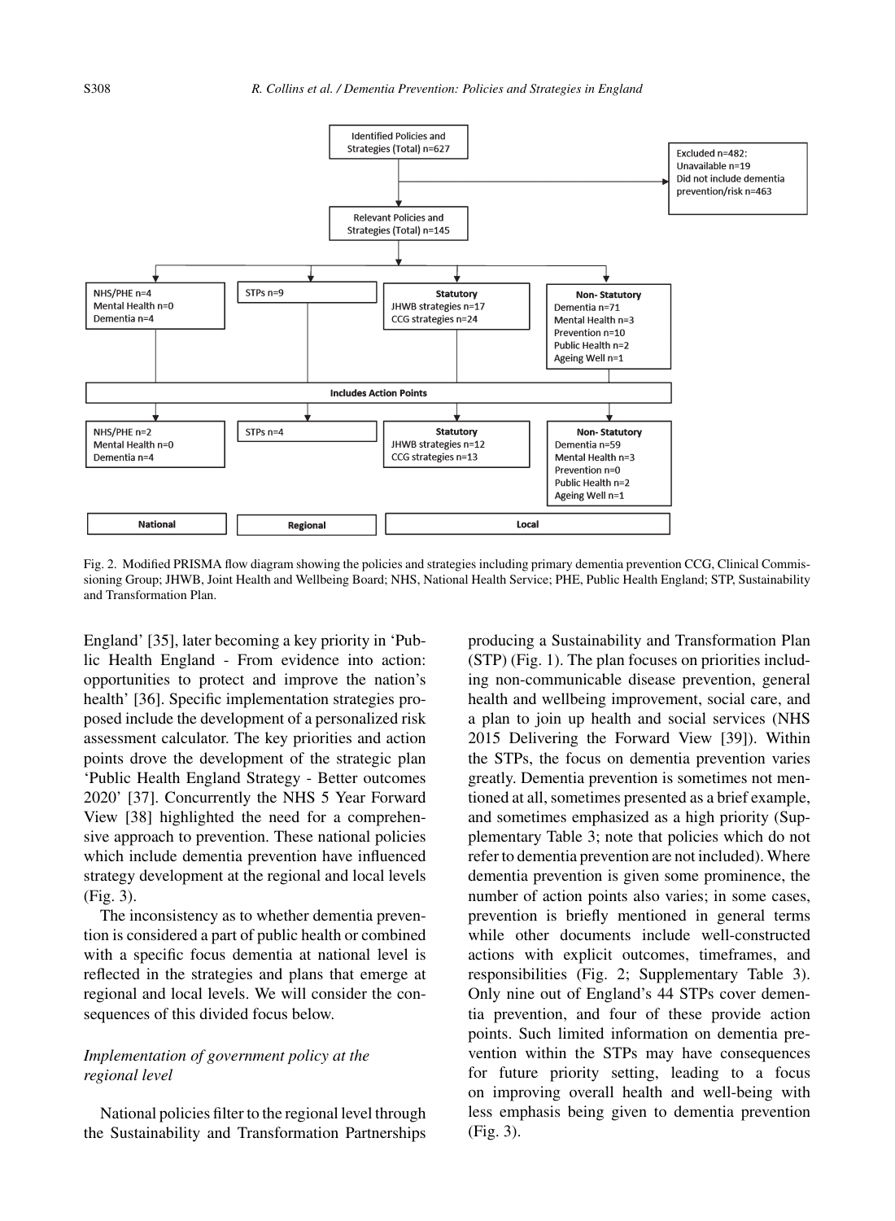Identified Policies and Strategies (Total) n=627

Excluded n=482:
Unavailable n=19
Did not include dementia prevention/risk n=463

Relevant Policies and Strategies (Total) n=145

| NHS/PHE n=4 | STPs n=9 | Statutory | Non- Statutory |
|---|---|---|---|
| Mental Health n=0 | | JHWB strategies n=17 | Dementia n=71 |
| Dementia n=4 | | CCG strategies n=24 | Mental Health n=3 |
| | | | Prevention n=10 |
| | | | Public Health n=2 |
| | | | Ageing Well n=1 |

**Includes Action Points**

| NHS/PHE n=2 | STPs n=4 | Statutory | Non- Statutory |
|---|---|---|---|
| Mental Health n=0 | | JHWB strategies n=12 | Dementia n=59 |
| Dementia n=4 | | CCG strategies n=13 | Mental Health n=3 |
| | | | Prevention n=0 |
| | | | Public Health n=2 |
| | | | Ageing Well n=1 |
| **National** | **Regional** | **Local** | |

Fig. 2. Modified PRISMA flow diagram showing the policies and strategies including primary dementia prevention CCG, Clinical Commissioning Group; JHWB, Joint Health and Wellbeing Board; NHS, National Health Service; PHE, Public Health England; STP, Sustainability and Transformation Plan.

England' [35], later becoming a key priority in 'Public Health England - From evidence into action: opportunities to protect and improve the nation's health' [36]. Specific implementation strategies proposed include the development of a personalized risk assessment calculator. The key priorities and action points drove the development of the strategic plan 'Public Health England Strategy - Better outcomes 2020' [37]. Concurrently the NHS 5 Year Forward View [38] highlighted the need for a comprehensive approach to prevention. These national policies which include dementia prevention have influenced strategy development at the regional and local levels (Fig. 3).

The inconsistency as to whether dementia prevention is considered a part of public health or combined with a specific focus dementia at national level is reflected in the strategies and plans that emerge at regional and local levels. We will consider the consequences of this divided focus below.

### *Implementation of government policy at the regional level*

National policies filter to the regional level through the Sustainability and Transformation Partnerships producing a Sustainability and Transformation Plan (STP) (Fig. 1). The plan focuses on priorities including non-communicable disease prevention, general health and wellbeing improvement, social care, and a plan to join up health and social services (NHS 2015 Delivering the Forward View [39]). Within the STPs, the focus on dementia prevention varies greatly. Dementia prevention is sometimes not mentioned at all, sometimes presented as a brief example, and sometimes emphasized as a high priority (Supplementary Table 3; note that policies which do not refer to dementia prevention are not included). Where dementia prevention is given some prominence, the number of action points also varies; in some cases, prevention is briefly mentioned in general terms while other documents include well-constructed actions with explicit outcomes, timeframes, and responsibilities (Fig. 2; Supplementary Table 3). Only nine out of England's 44 STPs cover dementia prevention, and four of these provide action points. Such limited information on dementia prevention within the STPs may have consequences for future priority setting, leading to a focus on improving overall health and well-being with less emphasis being given to dementia prevention (Fig. 3).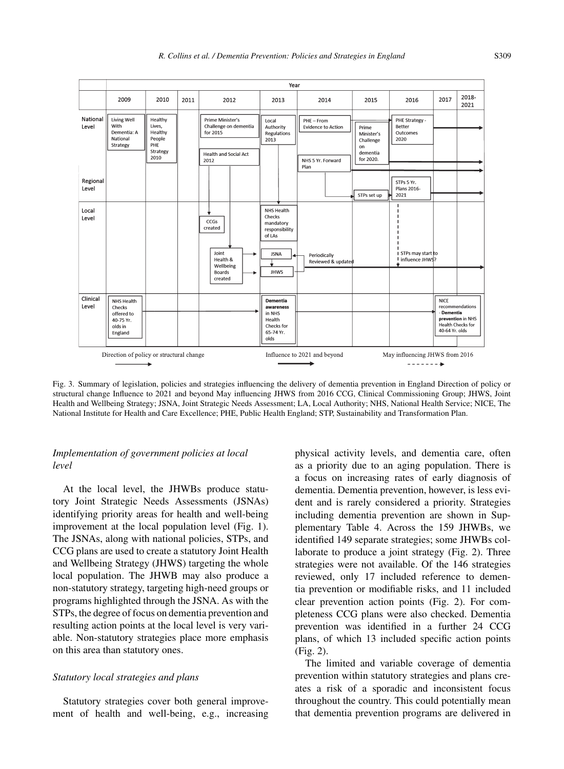| | Year | | | | | | | | | |
|---|---|---|---|---|---|---|---|---|---|---|
| | 2009 | 2010 | 2011 | 2012 | 2013 | 2014 | 2015 | 2016 | 2017 | 2018-2021 |
| National Level | Living Well With Dementia: A National Strategy | Healthy Lives, Healthy People PHE Strategy 2010 | | Prime Minister's Challenge on dementia for 2015; Health and Social Act 2012 | Local Authority Regulations 2013 | PHE – From Evidence to Action; NHS 5 Yr. Forward Plan | Prime Minister's Challenge on dementia for 2020. | PHE Strategy - Better Outcomes 2020 | | |
| Regional Level | | | | | | | STPs set up | STPs 5 Yr. Plans 2016-2021 | | |
| Local Level | | | | CCGs created; Joint Health & Wellbeing Boards created | NHS Health Checks mandatory responsibility of LAs; JSNA; JHWS | Periodically Reviewed & updated | | STPs may start to influence JHWS? | | |
| Clinical Level | NHS Health Checks offered to 40-75 Yr. olds in England | | | | **Dementia awareness** in NHS Health Checks for 65-74 Yr. olds | | | | NICE recommendations - **Dementia prevention** in NHS Health Checks for 40-64 Yr. olds | |

Direction of policy or structural change → Influence to 2021 and beyond → May influencing JHWS from 2016 - - - →

Fig. 3. Summary of legislation, policies and strategies influencing the delivery of dementia prevention in England Direction of policy or structural change Influence to 2021 and beyond May influencing JHWS from 2016 CCG, Clinical Commissioning Group; JHWS, Joint Health and Wellbeing Strategy; JSNA, Joint Strategic Needs Assessment; LA, Local Authority; NHS, National Health Service; NICE, The National Institute for Health and Care Excellence; PHE, Public Health England; STP, Sustainability and Transformation Plan.

### *Implementation of government policies at local level*

At the local level, the JHWBs produce statutory Joint Strategic Needs Assessments (JSNAs) identifying priority areas for health and well-being improvement at the local population level (Fig. 1). The JSNAs, along with national policies, STPs, and CCG plans are used to create a statutory Joint Health and Wellbeing Strategy (JHWS) targeting the whole local population. The JHWB may also produce a non-statutory strategy, targeting high-need groups or programs highlighted through the JSNA. As with the STPs, the degree of focus on dementia prevention and resulting action points at the local level is very variable. Non-statutory strategies place more emphasis on this area than statutory ones.

### *Statutory local strategies and plans*

Statutory strategies cover both general improvement of health and well-being, e.g., increasing physical activity levels, and dementia care, often as a priority due to an aging population. There is a focus on increasing rates of early diagnosis of dementia. Dementia prevention, however, is less evident and is rarely considered a priority. Strategies including dementia prevention are shown in Supplementary Table 4. Across the 159 JHWBs, we identified 149 separate strategies; some JHWBs collaborate to produce a joint strategy (Fig. 2). Three strategies were not available. Of the 146 strategies reviewed, only 17 included reference to dementia prevention or modifiable risks, and 11 included clear prevention action points (Fig. 2). For completeness CCG plans were also checked. Dementia prevention was identified in a further 24 CCG plans, of which 13 included specific action points (Fig. 2).

The limited and variable coverage of dementia prevention within statutory strategies and plans creates a risk of a sporadic and inconsistent focus throughout the country. This could potentially mean that dementia prevention programs are delivered in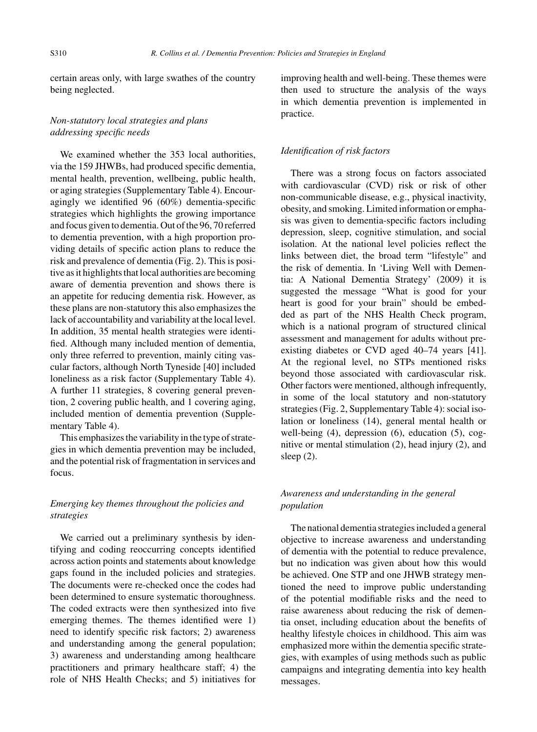certain areas only, with large swathes of the country being neglected.

### *Non-statutory local strategies and plans addressing specific needs*

We examined whether the 353 local authorities, via the 159 JHWBs, had produced specific dementia, mental health, prevention, wellbeing, public health, or aging strategies (Supplementary Table 4). Encouragingly we identified 96 (60%) dementia-specific strategies which highlights the growing importance and focus given to dementia. Out of the 96, 70 referred to dementia prevention, with a high proportion providing details of specific action plans to reduce the risk and prevalence of dementia (Fig. 2). This is positive as it highlights that local authorities are becoming aware of dementia prevention and shows there is an appetite for reducing dementia risk. However, as these plans are non-statutory this also emphasizes the lack of accountability and variability at the local level. In addition, 35 mental health strategies were identified. Although many included mention of dementia, only three referred to prevention, mainly citing vascular factors, although North Tyneside [40] included loneliness as a risk factor (Supplementary Table 4). A further 11 strategies, 8 covering general prevention, 2 covering public health, and 1 covering aging, included mention of dementia prevention (Supplementary Table 4).

This emphasizes the variability in the type of strategies in which dementia prevention may be included, and the potential risk of fragmentation in services and focus.

### *Emerging key themes throughout the policies and strategies*

We carried out a preliminary synthesis by identifying and coding reoccurring concepts identified across action points and statements about knowledge gaps found in the included policies and strategies. The documents were re-checked once the codes had been determined to ensure systematic thoroughness. The coded extracts were then synthesized into five emerging themes. The themes identified were 1) need to identify specific risk factors; 2) awareness and understanding among the general population; 3) awareness and understanding among healthcare practitioners and primary healthcare staff; 4) the role of NHS Health Checks; and 5) initiatives for improving health and well-being. These themes were then used to structure the analysis of the ways in which dementia prevention is implemented in practice.

### *Identification of risk factors*

There was a strong focus on factors associated with cardiovascular (CVD) risk or risk of other non-communicable disease, e.g., physical inactivity, obesity, and smoking. Limited information or emphasis was given to dementia-specific factors including depression, sleep, cognitive stimulation, and social isolation. At the national level policies reflect the links between diet, the broad term "lifestyle" and the risk of dementia. In 'Living Well with Dementia: A National Dementia Strategy' (2009) it is suggested the message "What is good for your heart is good for your brain" should be embedded as part of the NHS Health Check program, which is a national program of structured clinical assessment and management for adults without preexisting diabetes or CVD aged 40–74 years [41]. At the regional level, no STPs mentioned risks beyond those associated with cardiovascular risk. Other factors were mentioned, although infrequently, in some of the local statutory and non-statutory strategies (Fig. 2, Supplementary Table 4): social isolation or loneliness (14), general mental health or well-being (4), depression (6), education (5), cognitive or mental stimulation (2), head injury (2), and sleep (2).

### *Awareness and understanding in the general population*

The national dementia strategies included a general objective to increase awareness and understanding of dementia with the potential to reduce prevalence, but no indication was given about how this would be achieved. One STP and one JHWB strategy mentioned the need to improve public understanding of the potential modifiable risks and the need to raise awareness about reducing the risk of dementia onset, including education about the benefits of healthy lifestyle choices in childhood. This aim was emphasized more within the dementia specific strategies, with examples of using methods such as public campaigns and integrating dementia into key health messages.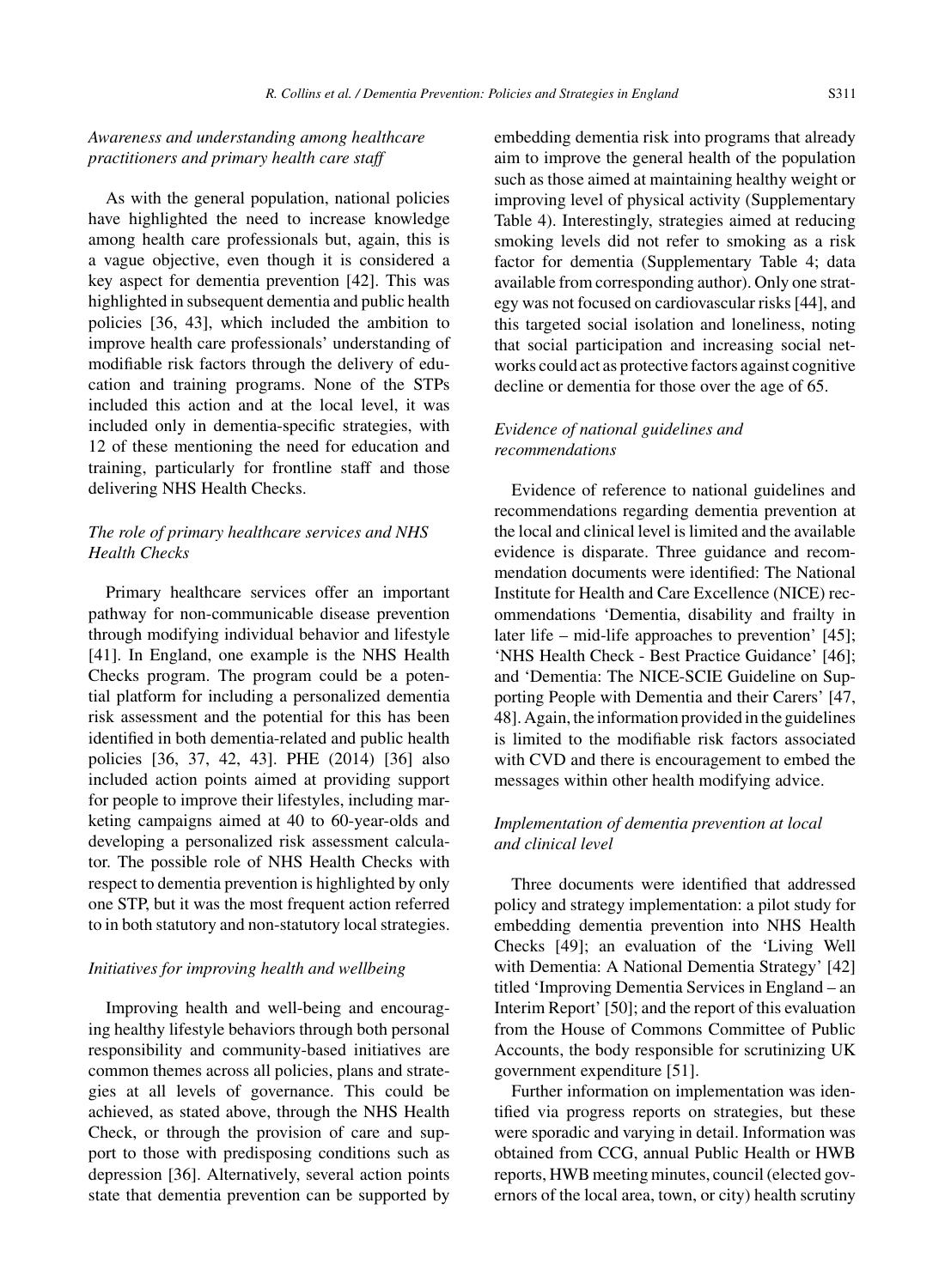### *Awareness and understanding among healthcare practitioners and primary health care staff*

As with the general population, national policies have highlighted the need to increase knowledge among health care professionals but, again, this is a vague objective, even though it is considered a key aspect for dementia prevention [42]. This was highlighted in subsequent dementia and public health policies [36, 43], which included the ambition to improve health care professionals' understanding of modifiable risk factors through the delivery of education and training programs. None of the STPs included this action and at the local level, it was included only in dementia-specific strategies, with 12 of these mentioning the need for education and training, particularly for frontline staff and those delivering NHS Health Checks.

### *The role of primary healthcare services and NHS Health Checks*

Primary healthcare services offer an important pathway for non-communicable disease prevention through modifying individual behavior and lifestyle [41]. In England, one example is the NHS Health Checks program. The program could be a potential platform for including a personalized dementia risk assessment and the potential for this has been identified in both dementia-related and public health policies [36, 37, 42, 43]. PHE (2014) [36] also included action points aimed at providing support for people to improve their lifestyles, including marketing campaigns aimed at 40 to 60-year-olds and developing a personalized risk assessment calculator. The possible role of NHS Health Checks with respect to dementia prevention is highlighted by only one STP, but it was the most frequent action referred to in both statutory and non-statutory local strategies.

### *Initiatives for improving health and wellbeing*

Improving health and well-being and encouraging healthy lifestyle behaviors through both personal responsibility and community-based initiatives are common themes across all policies, plans and strategies at all levels of governance. This could be achieved, as stated above, through the NHS Health Check, or through the provision of care and support to those with predisposing conditions such as depression [36]. Alternatively, several action points state that dementia prevention can be supported by embedding dementia risk into programs that already aim to improve the general health of the population such as those aimed at maintaining healthy weight or improving level of physical activity (Supplementary Table 4). Interestingly, strategies aimed at reducing smoking levels did not refer to smoking as a risk factor for dementia (Supplementary Table 4; data available from corresponding author). Only one strategy was not focused on cardiovascular risks [44], and this targeted social isolation and loneliness, noting that social participation and increasing social networks could act as protective factors against cognitive decline or dementia for those over the age of 65.

### *Evidence of national guidelines and recommendations*

Evidence of reference to national guidelines and recommendations regarding dementia prevention at the local and clinical level is limited and the available evidence is disparate. Three guidance and recommendation documents were identified: The National Institute for Health and Care Excellence (NICE) recommendations 'Dementia, disability and frailty in later life – mid-life approaches to prevention' [45]; 'NHS Health Check - Best Practice Guidance' [46]; and 'Dementia: The NICE-SCIE Guideline on Supporting People with Dementia and their Carers' [47, 48]. Again, the information provided in the guidelines is limited to the modifiable risk factors associated with CVD and there is encouragement to embed the messages within other health modifying advice.

### *Implementation of dementia prevention at local and clinical level*

Three documents were identified that addressed policy and strategy implementation: a pilot study for embedding dementia prevention into NHS Health Checks [49]; an evaluation of the 'Living Well with Dementia: A National Dementia Strategy' [42] titled 'Improving Dementia Services in England – an Interim Report' [50]; and the report of this evaluation from the House of Commons Committee of Public Accounts, the body responsible for scrutinizing UK government expenditure [51].

Further information on implementation was identified via progress reports on strategies, but these were sporadic and varying in detail. Information was obtained from CCG, annual Public Health or HWB reports, HWB meeting minutes, council (elected governors of the local area, town, or city) health scrutiny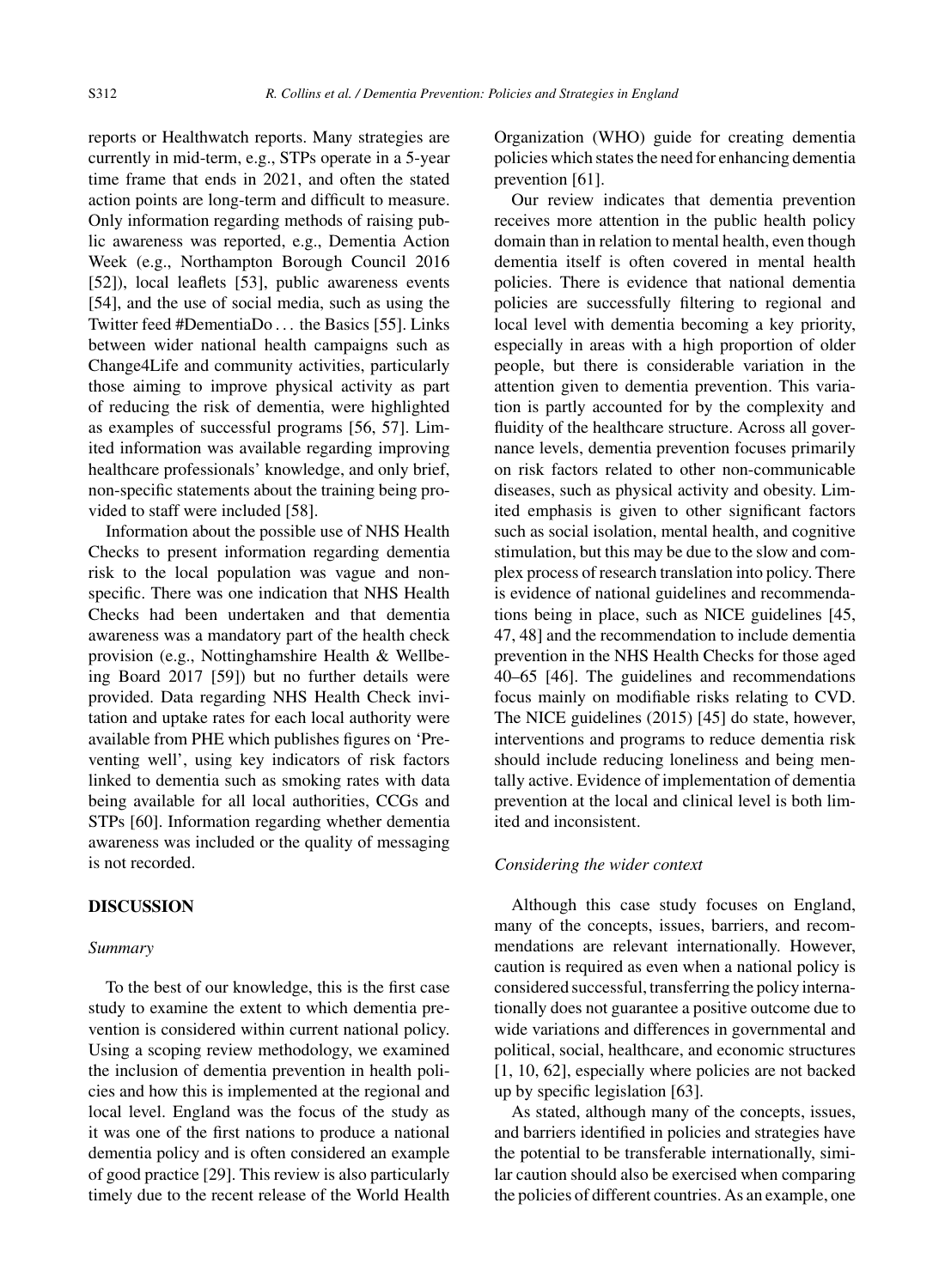reports or Healthwatch reports. Many strategies are currently in mid-term, e.g., STPs operate in a 5-year time frame that ends in 2021, and often the stated action points are long-term and difficult to measure. Only information regarding methods of raising public awareness was reported, e.g., Dementia Action Week (e.g., Northampton Borough Council 2016 [52]), local leaflets [53], public awareness events [54], and the use of social media, such as using the Twitter feed #DementiaDo . . . the Basics [55]. Links between wider national health campaigns such as Change4Life and community activities, particularly those aiming to improve physical activity as part of reducing the risk of dementia, were highlighted as examples of successful programs [56, 57]. Limited information was available regarding improving healthcare professionals' knowledge, and only brief, non-specific statements about the training being provided to staff were included [58].

Information about the possible use of NHS Health Checks to present information regarding dementia risk to the local population was vague and non-specific. There was one indication that NHS Health Checks had been undertaken and that dementia awareness was a mandatory part of the health check provision (e.g., Nottinghamshire Health & Wellbeing Board 2017 [59]) but no further details were provided. Data regarding NHS Health Check invitation and uptake rates for each local authority were available from PHE which publishes figures on 'Preventing well', using key indicators of risk factors linked to dementia such as smoking rates with data being available for all local authorities, CCGs and STPs [60]. Information regarding whether dementia awareness was included or the quality of messaging is not recorded.

## DISCUSSION

### *Summary*

To the best of our knowledge, this is the first case study to examine the extent to which dementia prevention is considered within current national policy. Using a scoping review methodology, we examined the inclusion of dementia prevention in health policies and how this is implemented at the regional and local level. England was the focus of the study as it was one of the first nations to produce a national dementia policy and is often considered an example of good practice [29]. This review is also particularly timely due to the recent release of the World Health Organization (WHO) guide for creating dementia policies which states the need for enhancing dementia prevention [61].

Our review indicates that dementia prevention receives more attention in the public health policy domain than in relation to mental health, even though dementia itself is often covered in mental health policies. There is evidence that national dementia policies are successfully filtering to regional and local level with dementia becoming a key priority, especially in areas with a high proportion of older people, but there is considerable variation in the attention given to dementia prevention. This variation is partly accounted for by the complexity and fluidity of the healthcare structure. Across all governance levels, dementia prevention focuses primarily on risk factors related to other non-communicable diseases, such as physical activity and obesity. Limited emphasis is given to other significant factors such as social isolation, mental health, and cognitive stimulation, but this may be due to the slow and complex process of research translation into policy. There is evidence of national guidelines and recommendations being in place, such as NICE guidelines [45, 47, 48] and the recommendation to include dementia prevention in the NHS Health Checks for those aged 40–65 [46]. The guidelines and recommendations focus mainly on modifiable risks relating to CVD. The NICE guidelines (2015) [45] do state, however, interventions and programs to reduce dementia risk should include reducing loneliness and being mentally active. Evidence of implementation of dementia prevention at the local and clinical level is both limited and inconsistent.

### *Considering the wider context*

Although this case study focuses on England, many of the concepts, issues, barriers, and recommendations are relevant internationally. However, caution is required as even when a national policy is considered successful, transferring the policy internationally does not guarantee a positive outcome due to wide variations and differences in governmental and political, social, healthcare, and economic structures [1, 10, 62], especially where policies are not backed up by specific legislation [63].

As stated, although many of the concepts, issues, and barriers identified in policies and strategies have the potential to be transferable internationally, similar caution should also be exercised when comparing the policies of different countries. As an example, one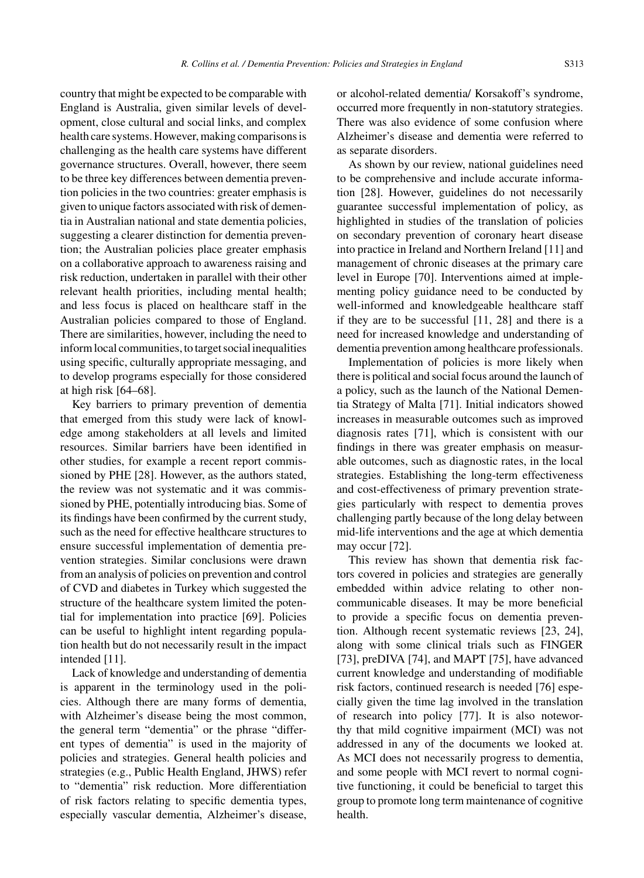country that might be expected to be comparable with England is Australia, given similar levels of development, close cultural and social links, and complex health care systems. However, making comparisons is challenging as the health care systems have different governance structures. Overall, however, there seem to be three key differences between dementia prevention policies in the two countries: greater emphasis is given to unique factors associated with risk of dementia in Australian national and state dementia policies, suggesting a clearer distinction for dementia prevention; the Australian policies place greater emphasis on a collaborative approach to awareness raising and risk reduction, undertaken in parallel with their other relevant health priorities, including mental health; and less focus is placed on healthcare staff in the Australian policies compared to those of England. There are similarities, however, including the need to inform local communities, to target social inequalities using specific, culturally appropriate messaging, and to develop programs especially for those considered at high risk [64–68].

Key barriers to primary prevention of dementia that emerged from this study were lack of knowledge among stakeholders at all levels and limited resources. Similar barriers have been identified in other studies, for example a recent report commissioned by PHE [28]. However, as the authors stated, the review was not systematic and it was commissioned by PHE, potentially introducing bias. Some of its findings have been confirmed by the current study, such as the need for effective healthcare structures to ensure successful implementation of dementia prevention strategies. Similar conclusions were drawn from an analysis of policies on prevention and control of CVD and diabetes in Turkey which suggested the structure of the healthcare system limited the potential for implementation into practice [69]. Policies can be useful to highlight intent regarding population health but do not necessarily result in the impact intended [11].

Lack of knowledge and understanding of dementia is apparent in the terminology used in the policies. Although there are many forms of dementia, with Alzheimer's disease being the most common, the general term "dementia" or the phrase "different types of dementia" is used in the majority of policies and strategies. General health policies and strategies (e.g., Public Health England, JHWS) refer to "dementia" risk reduction. More differentiation of risk factors relating to specific dementia types, especially vascular dementia, Alzheimer's disease, or alcohol-related dementia/ Korsakoff's syndrome, occurred more frequently in non-statutory strategies. There was also evidence of some confusion where Alzheimer's disease and dementia were referred to as separate disorders.

As shown by our review, national guidelines need to be comprehensive and include accurate information [28]. However, guidelines do not necessarily guarantee successful implementation of policy, as highlighted in studies of the translation of policies on secondary prevention of coronary heart disease into practice in Ireland and Northern Ireland [11] and management of chronic diseases at the primary care level in Europe [70]. Interventions aimed at implementing policy guidance need to be conducted by well-informed and knowledgeable healthcare staff if they are to be successful [11, 28] and there is a need for increased knowledge and understanding of dementia prevention among healthcare professionals.

Implementation of policies is more likely when there is political and social focus around the launch of a policy, such as the launch of the National Dementia Strategy of Malta [71]. Initial indicators showed increases in measurable outcomes such as improved diagnosis rates [71], which is consistent with our findings in there was greater emphasis on measurable outcomes, such as diagnostic rates, in the local strategies. Establishing the long-term effectiveness and cost-effectiveness of primary prevention strategies particularly with respect to dementia proves challenging partly because of the long delay between mid-life interventions and the age at which dementia may occur [72].

This review has shown that dementia risk factors covered in policies and strategies are generally embedded within advice relating to other non-communicable diseases. It may be more beneficial to provide a specific focus on dementia prevention. Although recent systematic reviews [23, 24], along with some clinical trials such as FINGER [73], preDIVA [74], and MAPT [75], have advanced current knowledge and understanding of modifiable risk factors, continued research is needed [76] especially given the time lag involved in the translation of research into policy [77]. It is also noteworthy that mild cognitive impairment (MCI) was not addressed in any of the documents we looked at. As MCI does not necessarily progress to dementia, and some people with MCI revert to normal cognitive functioning, it could be beneficial to target this group to promote long term maintenance of cognitive health.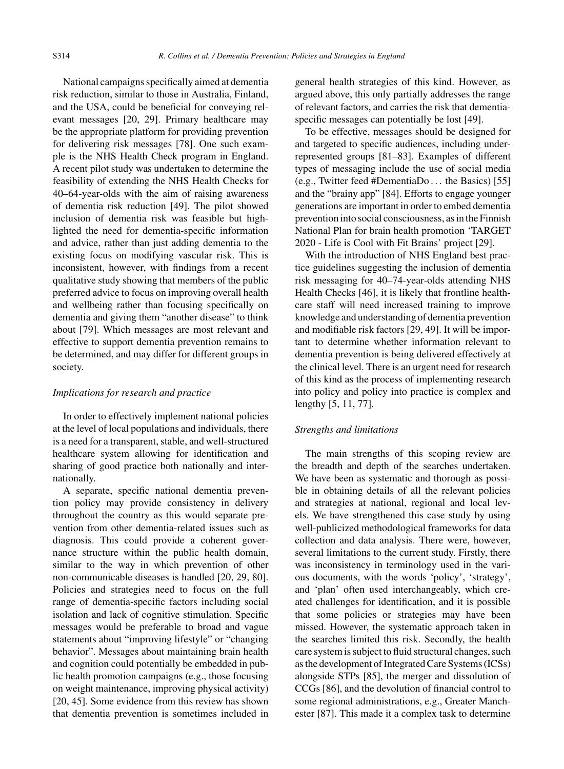National campaigns specifically aimed at dementia risk reduction, similar to those in Australia, Finland, and the USA, could be beneficial for conveying relevant messages [20, 29]. Primary healthcare may be the appropriate platform for providing prevention for delivering risk messages [78]. One such example is the NHS Health Check program in England. A recent pilot study was undertaken to determine the feasibility of extending the NHS Health Checks for 40–64-year-olds with the aim of raising awareness of dementia risk reduction [49]. The pilot showed inclusion of dementia risk was feasible but highlighted the need for dementia-specific information and advice, rather than just adding dementia to the existing focus on modifying vascular risk. This is inconsistent, however, with findings from a recent qualitative study showing that members of the public preferred advice to focus on improving overall health and wellbeing rather than focusing specifically on dementia and giving them "another disease" to think about [79]. Which messages are most relevant and effective to support dementia prevention remains to be determined, and may differ for different groups in society.

### *Implications for research and practice*

In order to effectively implement national policies at the level of local populations and individuals, there is a need for a transparent, stable, and well-structured healthcare system allowing for identification and sharing of good practice both nationally and internationally.

A separate, specific national dementia prevention policy may provide consistency in delivery throughout the country as this would separate prevention from other dementia-related issues such as diagnosis. This could provide a coherent governance structure within the public health domain, similar to the way in which prevention of other non-communicable diseases is handled [20, 29, 80]. Policies and strategies need to focus on the full range of dementia-specific factors including social isolation and lack of cognitive stimulation. Specific messages would be preferable to broad and vague statements about "improving lifestyle" or "changing behavior". Messages about maintaining brain health and cognition could potentially be embedded in public health promotion campaigns (e.g., those focusing on weight maintenance, improving physical activity) [20, 45]. Some evidence from this review has shown that dementia prevention is sometimes included in general health strategies of this kind. However, as argued above, this only partially addresses the range of relevant factors, and carries the risk that dementia-specific messages can potentially be lost [49].

To be effective, messages should be designed for and targeted to specific audiences, including under-represented groups [81–83]. Examples of different types of messaging include the use of social media (e.g., Twitter feed #DementiaDo . . . the Basics) [55] and the "brainy app" [84]. Efforts to engage younger generations are important in order to embed dementia prevention into social consciousness, as in the Finnish National Plan for brain health promotion 'TARGET 2020 - Life is Cool with Fit Brains' project [29].

With the introduction of NHS England best practice guidelines suggesting the inclusion of dementia risk messaging for 40–74-year-olds attending NHS Health Checks [46], it is likely that frontline healthcare staff will need increased training to improve knowledge and understanding of dementia prevention and modifiable risk factors [29, 49]. It will be important to determine whether information relevant to dementia prevention is being delivered effectively at the clinical level. There is an urgent need for research of this kind as the process of implementing research into policy and policy into practice is complex and lengthy [5, 11, 77].

### *Strengths and limitations*

The main strengths of this scoping review are the breadth and depth of the searches undertaken. We have been as systematic and thorough as possible in obtaining details of all the relevant policies and strategies at national, regional and local levels. We have strengthened this case study by using well-publicized methodological frameworks for data collection and data analysis. There were, however, several limitations to the current study. Firstly, there was inconsistency in terminology used in the various documents, with the words 'policy', 'strategy', and 'plan' often used interchangeably, which created challenges for identification, and it is possible that some policies or strategies may have been missed. However, the systematic approach taken in the searches limited this risk. Secondly, the health care system is subject to fluid structural changes, such as the development of Integrated Care Systems (ICSs) alongside STPs [85], the merger and dissolution of CCGs [86], and the devolution of financial control to some regional administrations, e.g., Greater Manchester [87]. This made it a complex task to determine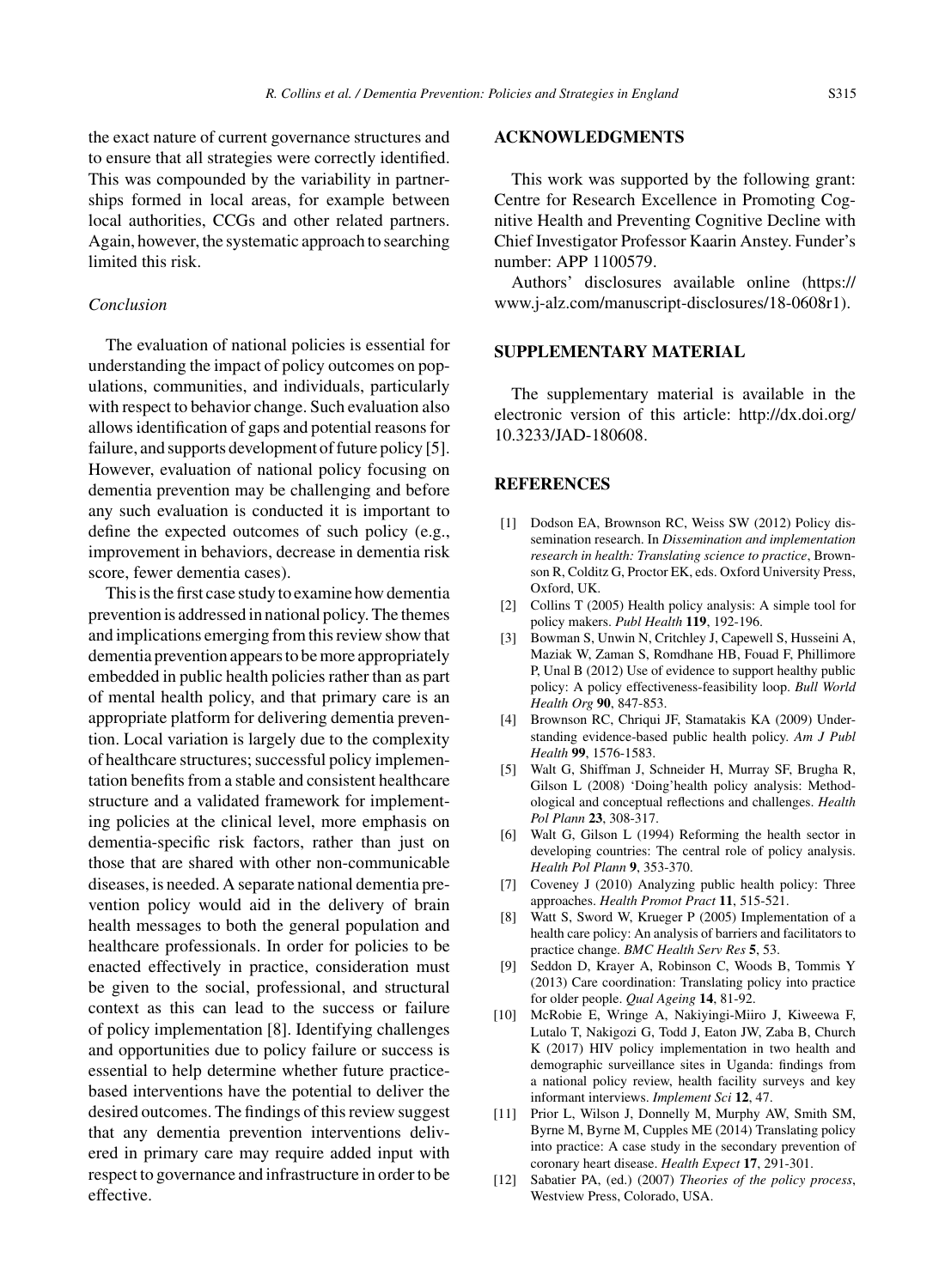the exact nature of current governance structures and to ensure that all strategies were correctly identified. This was compounded by the variability in partnerships formed in local areas, for example between local authorities, CCGs and other related partners. Again, however, the systematic approach to searching limited this risk.

### *Conclusion*

The evaluation of national policies is essential for understanding the impact of policy outcomes on populations, communities, and individuals, particularly with respect to behavior change. Such evaluation also allows identification of gaps and potential reasons for failure, and supports development of future policy [5]. However, evaluation of national policy focusing on dementia prevention may be challenging and before any such evaluation is conducted it is important to define the expected outcomes of such policy (e.g., improvement in behaviors, decrease in dementia risk score, fewer dementia cases).

This is the first case study to examine how dementia prevention is addressed in national policy. The themes and implications emerging from this review show that dementia prevention appears to be more appropriately embedded in public health policies rather than as part of mental health policy, and that primary care is an appropriate platform for delivering dementia prevention. Local variation is largely due to the complexity of healthcare structures; successful policy implementation benefits from a stable and consistent healthcare structure and a validated framework for implementing policies at the clinical level, more emphasis on dementia-specific risk factors, rather than just on those that are shared with other non-communicable diseases, is needed. A separate national dementia prevention policy would aid in the delivery of brain health messages to both the general population and healthcare professionals. In order for policies to be enacted effectively in practice, consideration must be given to the social, professional, and structural context as this can lead to the success or failure of policy implementation [8]. Identifying challenges and opportunities due to policy failure or success is essential to help determine whether future practice-based interventions have the potential to deliver the desired outcomes. The findings of this review suggest that any dementia prevention interventions delivered in primary care may require added input with respect to governance and infrastructure in order to be effective.

## ACKNOWLEDGMENTS

This work was supported by the following grant: Centre for Research Excellence in Promoting Cognitive Health and Preventing Cognitive Decline with Chief Investigator Professor Kaarin Anstey. Funder's number: APP 1100579.

Authors' disclosures available online (https://www.j-alz.com/manuscript-disclosures/18-0608r1).

## SUPPLEMENTARY MATERIAL

The supplementary material is available in the electronic version of this article: http://dx.doi.org/10.3233/JAD-180608.

## REFERENCES

- [1] Dodson EA, Brownson RC, Weiss SW (2012) Policy dissemination research. In *Dissemination and implementation research in health: Translating science to practice*, Brownson R, Colditz G, Proctor EK, eds. Oxford University Press, Oxford, UK.
- [2] Collins T (2005) Health policy analysis: A simple tool for policy makers. *Publ Health* **119**, 192-196.
- [3] Bowman S, Unwin N, Critchley J, Capewell S, Husseini A, Maziak W, Zaman S, Romdhane HB, Fouad F, Phillimore P, Unal B (2012) Use of evidence to support healthy public policy: A policy effectiveness-feasibility loop. *Bull World Health Org* **90**, 847-853.
- [4] Brownson RC, Chriqui JF, Stamatakis KA (2009) Understanding evidence-based public health policy. *Am J Publ Health* **99**, 1576-1583.
- [5] Walt G, Shiffman J, Schneider H, Murray SF, Brugha R, Gilson L (2008) 'Doing'health policy analysis: Methodological and conceptual reflections and challenges. *Health Pol Plann* **23**, 308-317.
- [6] Walt G, Gilson L (1994) Reforming the health sector in developing countries: The central role of policy analysis. *Health Pol Plann* **9**, 353-370.
- [7] Coveney J (2010) Analyzing public health policy: Three approaches. *Health Promot Pract* **11**, 515-521.
- [8] Watt S, Sword W, Krueger P (2005) Implementation of a health care policy: An analysis of barriers and facilitators to practice change. *BMC Health Serv Res* **5**, 53.
- [9] Seddon D, Krayer A, Robinson C, Woods B, Tommis Y (2013) Care coordination: Translating policy into practice for older people. *Qual Ageing* **14**, 81-92.
- [10] McRobie E, Wringe A, Nakiyingi-Miiro J, Kiweewa F, Lutalo T, Nakigozi G, Todd J, Eaton JW, Zaba B, Church K (2017) HIV policy implementation in two health and demographic surveillance sites in Uganda: findings from a national policy review, health facility surveys and key informant interviews. *Implement Sci* **12**, 47.
- [11] Prior L, Wilson J, Donnelly M, Murphy AW, Smith SM, Byrne M, Byrne M, Cupples ME (2014) Translating policy into practice: A case study in the secondary prevention of coronary heart disease. *Health Expect* **17**, 291-301.
- [12] Sabatier PA, (ed.) (2007) *Theories of the policy process*, Westview Press, Colorado, USA.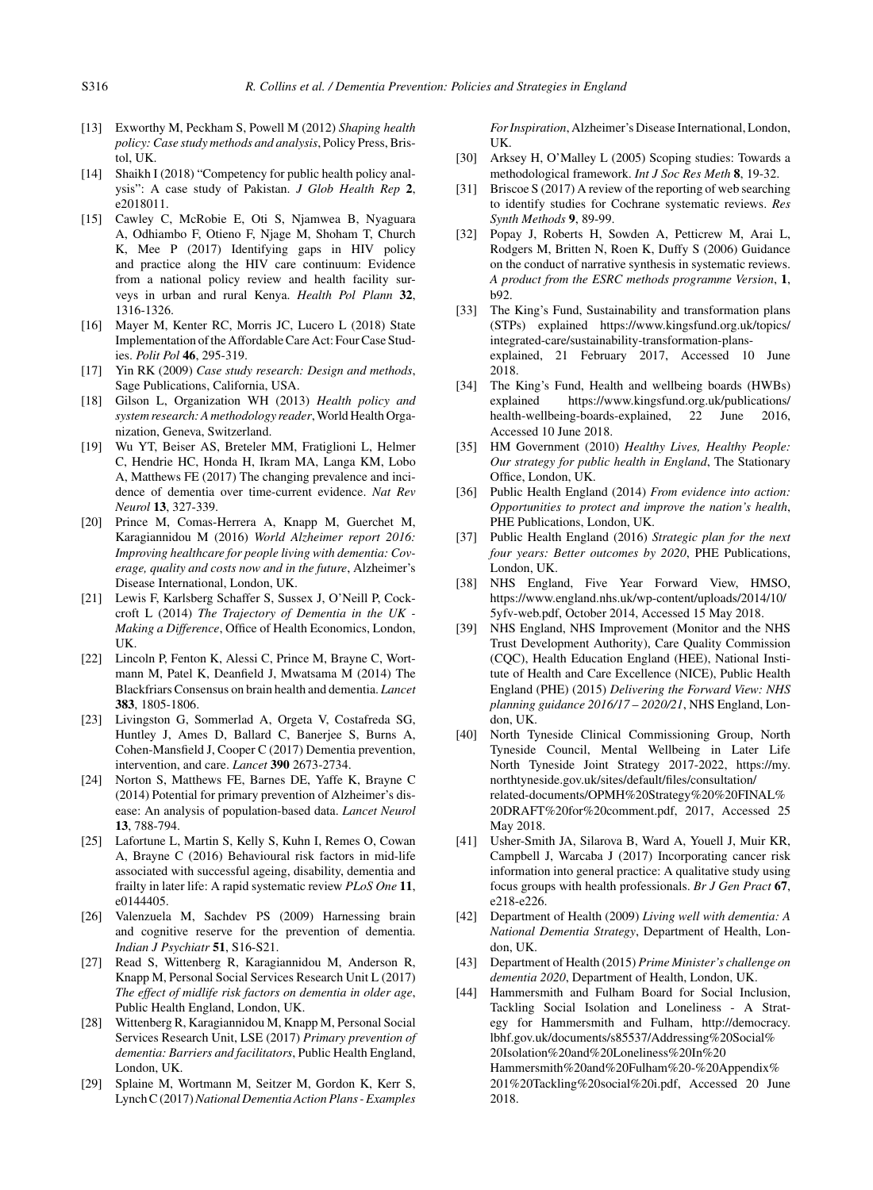[13] Exworthy M, Peckham S, Powell M (2012) *Shaping health policy: Case study methods and analysis*, Policy Press, Bristol, UK.

[14] Shaikh I (2018) "Competency for public health policy analysis": A case study of Pakistan. *J Glob Health Rep* **2**, e2018011.

[15] Cawley C, McRobie E, Oti S, Njamwea B, Nyaguara A, Odhiambo F, Otieno F, Njage M, Shoham T, Church K, Mee P (2017) Identifying gaps in HIV policy and practice along the HIV care continuum: Evidence from a national policy review and health facility surveys in urban and rural Kenya. *Health Pol Plann* **32**, 1316-1326.

[16] Mayer M, Kenter RC, Morris JC, Lucero L (2018) State Implementation of the Affordable Care Act: Four Case Studies. *Polit Pol* **46**, 295-319.

[17] Yin RK (2009) *Case study research: Design and methods*, Sage Publications, California, USA.

[18] Gilson L, Organization WH (2013) *Health policy and system research: A methodology reader*, World Health Organization, Geneva, Switzerland.

[19] Wu YT, Beiser AS, Breteler MM, Fratiglioni L, Helmer C, Hendrie HC, Honda H, Ikram MA, Langa KM, Lobo A, Matthews FE (2017) The changing prevalence and incidence of dementia over time-current evidence. *Nat Rev Neurol* **13**, 327-339.

[20] Prince M, Comas-Herrera A, Knapp M, Guerchet M, Karagiannidou M (2016) *World Alzheimer report 2016: Improving healthcare for people living with dementia: Coverage, quality and costs now and in the future*, Alzheimer's Disease International, London, UK.

[21] Lewis F, Karlsberg Schaffer S, Sussex J, O'Neill P, Cockcroft L (2014) *The Trajectory of Dementia in the UK - Making a Difference*, Office of Health Economics, London, UK.

[22] Lincoln P, Fenton K, Alessi C, Prince M, Brayne C, Wortmann M, Patel K, Deanfield J, Mwatsama M (2014) The Blackfriars Consensus on brain health and dementia. *Lancet* **383**, 1805-1806.

[23] Livingston G, Sommerlad A, Orgeta V, Costafreda SG, Huntley J, Ames D, Ballard C, Banerjee S, Burns A, Cohen-Mansfield J, Cooper C (2017) Dementia prevention, intervention, and care. *Lancet* **390** 2673-2734.

[24] Norton S, Matthews FE, Barnes DE, Yaffe K, Brayne C (2014) Potential for primary prevention of Alzheimer's disease: An analysis of population-based data. *Lancet Neurol* **13**, 788-794.

[25] Lafortune L, Martin S, Kelly S, Kuhn I, Remes O, Cowan A, Brayne C (2016) Behavioural risk factors in mid-life associated with successful ageing, disability, dementia and frailty in later life: A rapid systematic review *PLoS One* **11**, e0144405.

[26] Valenzuela M, Sachdev PS (2009) Harnessing brain and cognitive reserve for the prevention of dementia. *Indian J Psychiatr* **51**, S16-S21.

[27] Read S, Wittenberg R, Karagiannidou M, Anderson R, Knapp M, Personal Social Services Research Unit L (2017) *The effect of midlife risk factors on dementia in older age*, Public Health England, London, UK.

[28] Wittenberg R, Karagiannidou M, Knapp M, Personal Social Services Research Unit, LSE (2017) *Primary prevention of dementia: Barriers and facilitators*, Public Health England, London, UK.

[29] Splaine M, Wortmann M, Seitzer M, Gordon K, Kerr S, Lynch C (2017) *National Dementia Action Plans - Examples For Inspiration*, Alzheimer's Disease International, London, UK.

[30] Arksey H, O'Malley L (2005) Scoping studies: Towards a methodological framework. *Int J Soc Res Meth* **8**, 19-32.

[31] Briscoe S (2017) A review of the reporting of web searching to identify studies for Cochrane systematic reviews. *Res Synth Methods* **9**, 89-99.

[32] Popay J, Roberts H, Sowden A, Petticrew M, Arai L, Rodgers M, Britten N, Roen K, Duffy S (2006) Guidance on the conduct of narrative synthesis in systematic reviews. *A product from the ESRC methods programme Version*, **1**, b92.

[33] The King's Fund, Sustainability and transformation plans (STPs) explained https://www.kingsfund.org.uk/topics/integrated-care/sustainability-transformation-plans-explained, 21 February 2017, Accessed 10 June 2018.

[34] The King's Fund, Health and wellbeing boards (HWBs) explained https://www.kingsfund.org.uk/publications/health-wellbeing-boards-explained, 22 June 2016, Accessed 10 June 2018.

[35] HM Government (2010) *Healthy Lives, Healthy People: Our strategy for public health in England*, The Stationary Office, London, UK.

[36] Public Health England (2014) *From evidence into action: Opportunities to protect and improve the nation's health*, PHE Publications, London, UK.

[37] Public Health England (2016) *Strategic plan for the next four years: Better outcomes by 2020*, PHE Publications, London, UK.

[38] NHS England, Five Year Forward View, HMSO, https://www.england.nhs.uk/wp-content/uploads/2014/10/5yfv-web.pdf, October 2014, Accessed 15 May 2018.

[39] NHS England, NHS Improvement (Monitor and the NHS Trust Development Authority), Care Quality Commission (CQC), Health Education England (HEE), National Institute of Health and Care Excellence (NICE), Public Health England (PHE) (2015) *Delivering the Forward View: NHS planning guidance 2016/17 – 2020/21*, NHS England, London, UK.

[40] North Tyneside Clinical Commissioning Group, North Tyneside Council, Mental Wellbeing in Later Life North Tyneside Joint Strategy 2017-2022, https://my.northtyneside.gov.uk/sites/default/files/consultation/related-documents/OPMH%20Strategy%20%20FINAL%20DRAFT%20for%20comment.pdf, 2017, Accessed 25 May 2018.

[41] Usher-Smith JA, Silarova B, Ward A, Youell J, Muir KR, Campbell J, Warcaba J (2017) Incorporating cancer risk information into general practice: A qualitative study using focus groups with health professionals. *Br J Gen Pract* **67**, e218-e226.

[42] Department of Health (2009) *Living well with dementia: A National Dementia Strategy*, Department of Health, London, UK.

[43] Department of Health (2015) *Prime Minister's challenge on dementia 2020*, Department of Health, London, UK.

[44] Hammersmith and Fulham Board for Social Inclusion, Tackling Social Isolation and Loneliness - A Strategy for Hammersmith and Fulham, http://democracy.lbhf.gov.uk/documents/s85537/Addressing%20Social%20Isolation%20and%20Loneliness%20In%20Hammersmith%20and%20Fulham%20-%20Appendix%201%20Tackling%20social%20i.pdf, Accessed 20 June 2018.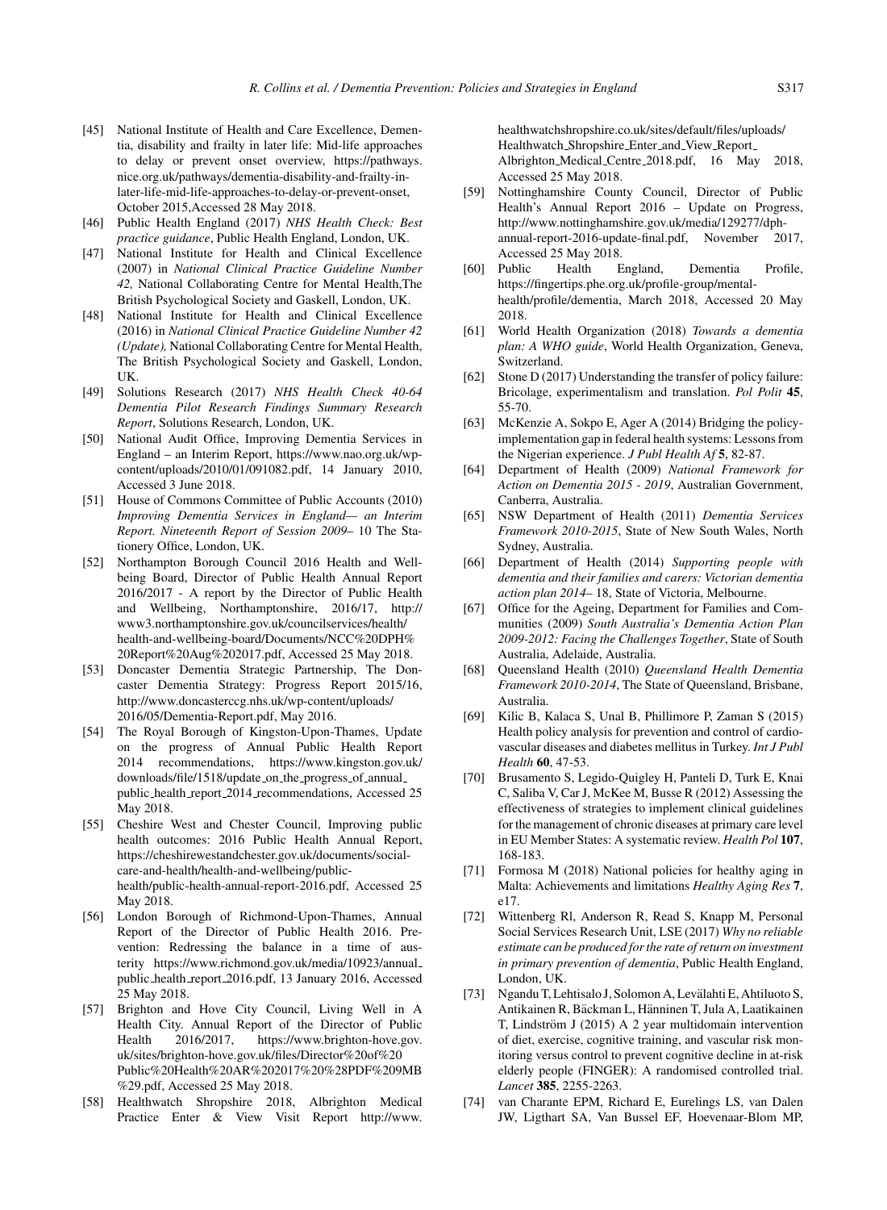[45] National Institute of Health and Care Excellence, Dementia, disability and frailty in later life: Mid-life approaches to delay or prevent onset overview, https://pathways.nice.org.uk/pathways/dementia-disability-and-frailty-in-later-life-mid-life-approaches-to-delay-or-prevent-onset, October 2015,Accessed 28 May 2018.

[46] Public Health England (2017) *NHS Health Check: Best practice guidance*, Public Health England, London, UK.

[47] National Institute for Health and Clinical Excellence (2007) in *National Clinical Practice Guideline Number 42,* National Collaborating Centre for Mental Health,The British Psychological Society and Gaskell, London, UK.

[48] National Institute for Health and Clinical Excellence (2016) in *National Clinical Practice Guideline Number 42 (Update),* National Collaborating Centre for Mental Health, The British Psychological Society and Gaskell, London, UK.

[49] Solutions Research (2017) *NHS Health Check 40-64 Dementia Pilot Research Findings Summary Research Report*, Solutions Research, London, UK.

[50] National Audit Office, Improving Dementia Services in England – an Interim Report, https://www.nao.org.uk/wp-content/uploads/2010/01/091082.pdf, 14 January 2010, Accessed 3 June 2018.

[51] House of Commons Committee of Public Accounts (2010) *Improving Dementia Services in England— an Interim Report. Nineteenth Report of Session 2009*– 10 The Stationery Office, London, UK.

[52] Northampton Borough Council 2016 Health and Wellbeing Board, Director of Public Health Annual Report 2016/2017 - A report by the Director of Public Health and Wellbeing, Northamptonshire, 2016/17, http://www3.northamptonshire.gov.uk/councilservices/health/health-and-wellbeing-board/Documents/NCC%20DPH%20Report%20Aug%202017.pdf, Accessed 25 May 2018.

[53] Doncaster Dementia Strategic Partnership, The Doncaster Dementia Strategy: Progress Report 2015/16, http://www.doncasterccg.nhs.uk/wp-content/uploads/2016/05/Dementia-Report.pdf, May 2016.

[54] The Royal Borough of Kingston-Upon-Thames, Update on the progress of Annual Public Health Report 2014 recommendations, https://www.kingston.gov.uk/downloads/file/1518/update_on_the_progress_of_annual_public_health_report_2014_recommendations, Accessed 25 May 2018.

[55] Cheshire West and Chester Council, Improving public health outcomes: 2016 Public Health Annual Report, https://cheshirewestandchester.gov.uk/documents/social-care-and-health/health-and-wellbeing/public-health/public-health-annual-report-2016.pdf, Accessed 25 May 2018.

[56] London Borough of Richmond-Upon-Thames, Annual Report of the Director of Public Health 2016. Prevention: Redressing the balance in a time of austerity https://www.richmond.gov.uk/media/10923/annual_public_health_report_2016.pdf, 13 January 2016, Accessed 25 May 2018.

[57] Brighton and Hove City Council, Living Well in A Health City. Annual Report of the Director of Public Health 2016/2017, https://www.brighton-hove.gov.uk/sites/brighton-hove.gov.uk/files/Director%20of%20Public%20Health%20AR%202017%20%28PDF%209MB%29.pdf, Accessed 25 May 2018.

[58] Healthwatch Shropshire 2018, Albrighton Medical Practice Enter & View Visit Report http://www.healthwatchshropshire.co.uk/sites/default/files/uploads/Healthwatch_Shropshire_Enter_and_View_Report_Albrighton_Medical_Centre_2018.pdf, 16 May 2018, Accessed 25 May 2018.

[59] Nottinghamshire County Council, Director of Public Health's Annual Report 2016 – Update on Progress, http://www.nottinghamshire.gov.uk/media/129277/dph-annual-report-2016-update-final.pdf, November 2017, Accessed 25 May 2018.

[60] Public Health England, Dementia Profile, https://fingertips.phe.org.uk/profile-group/mental-health/profile/dementia, March 2018, Accessed 20 May 2018.

[61] World Health Organization (2018) *Towards a dementia plan: A WHO guide*, World Health Organization, Geneva, Switzerland.

[62] Stone D (2017) Understanding the transfer of policy failure: Bricolage, experimentalism and translation. *Pol Polit* **45**, 55-70.

[63] McKenzie A, Sokpo E, Ager A (2014) Bridging the policy-implementation gap in federal health systems: Lessons from the Nigerian experience. *J Publ Health Af* **5**, 82-87.

[64] Department of Health (2009) *National Framework for Action on Dementia 2015 - 2019*, Australian Government, Canberra, Australia.

[65] NSW Department of Health (2011) *Dementia Services Framework 2010-2015*, State of New South Wales, North Sydney, Australia.

[66] Department of Health (2014) *Supporting people with dementia and their families and carers: Victorian dementia action plan 2014*– 18, State of Victoria, Melbourne.

[67] Office for the Ageing, Department for Families and Communities (2009) *South Australia's Dementia Action Plan 2009-2012: Facing the Challenges Together*, State of South Australia, Adelaide, Australia.

[68] Queensland Health (2010) *Queensland Health Dementia Framework 2010-2014*, The State of Queensland, Brisbane, Australia.

[69] Kilic B, Kalaca S, Unal B, Phillimore P, Zaman S (2015) Health policy analysis for prevention and control of cardiovascular diseases and diabetes mellitus in Turkey. *Int J Publ Health* **60**, 47-53.

[70] Brusamento S, Legido-Quigley H, Panteli D, Turk E, Knai C, Saliba V, Car J, McKee M, Busse R (2012) Assessing the effectiveness of strategies to implement clinical guidelines for the management of chronic diseases at primary care level in EU Member States: A systematic review. *Health Pol* **107**, 168-183.

[71] Formosa M (2018) National policies for healthy aging in Malta: Achievements and limitations *Healthy Aging Res* **7**, e17.

[72] Wittenberg Rl, Anderson R, Read S, Knapp M, Personal Social Services Research Unit, LSE (2017) *Why no reliable estimate can be produced for the rate of return on investment in primary prevention of dementia*, Public Health England, London, UK.

[73] Ngandu T, Lehtisalo J, Solomon A, Levälahti E, Ahtiluoto S, Antikainen R, Bäckman L, Hänninen T, Jula A, Laatikainen T, Lindström J (2015) A 2 year multidomain intervention of diet, exercise, cognitive training, and vascular risk monitoring versus control to prevent cognitive decline in at-risk elderly people (FINGER): A randomised controlled trial. *Lancet* **385**, 2255-2263.

[74] van Charante EPM, Richard E, Eurelings LS, van Dalen JW, Ligthart SA, Van Bussel EF, Hoevenaar-Blom MP,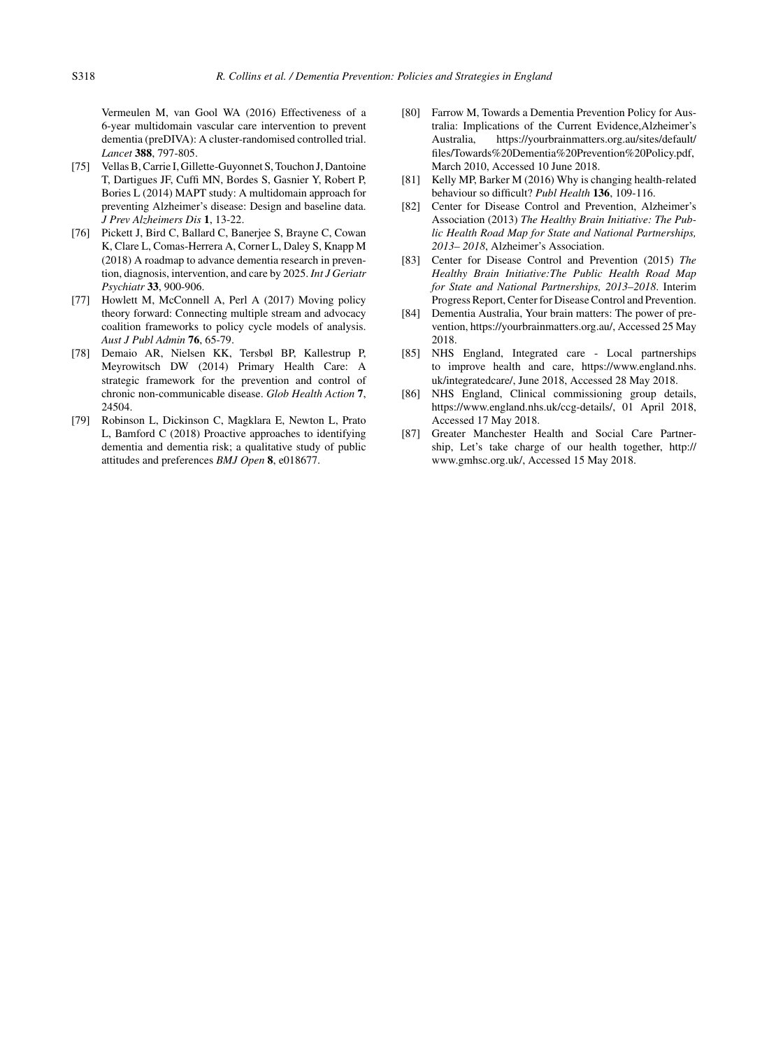Vermeulen M, van Gool WA (2016) Effectiveness of a 6-year multidomain vascular care intervention to prevent dementia (preDIVA): A cluster-randomised controlled trial. *Lancet* **388**, 797-805.

[75] Vellas B, Carrie I, Gillette-Guyonnet S, Touchon J, Dantoine T, Dartigues JF, Cuffi MN, Bordes S, Gasnier Y, Robert P, Bories L (2014) MAPT study: A multidomain approach for preventing Alzheimer's disease: Design and baseline data. *J Prev Alzheimers Dis* **1**, 13-22.

[76] Pickett J, Bird C, Ballard C, Banerjee S, Brayne C, Cowan K, Clare L, Comas-Herrera A, Corner L, Daley S, Knapp M (2018) A roadmap to advance dementia research in prevention, diagnosis, intervention, and care by 2025. *Int J Geriatr Psychiatr* **33**, 900-906.

[77] Howlett M, McConnell A, Perl A (2017) Moving policy theory forward: Connecting multiple stream and advocacy coalition frameworks to policy cycle models of analysis. *Aust J Publ Admin* **76**, 65-79.

[78] Demaio AR, Nielsen KK, Tersbøl BP, Kallestrup P, Meyrowitsch DW (2014) Primary Health Care: A strategic framework for the prevention and control of chronic non-communicable disease. *Glob Health Action* **7**, 24504.

[79] Robinson L, Dickinson C, Magklara E, Newton L, Prato L, Bamford C (2018) Proactive approaches to identifying dementia and dementia risk; a qualitative study of public attitudes and preferences *BMJ Open* **8**, e018677.

[80] Farrow M, Towards a Dementia Prevention Policy for Australia: Implications of the Current Evidence,Alzheimer's Australia, https://yourbrainmatters.org.au/sites/default/files/Towards%20Dementia%20Prevention%20Policy.pdf, March 2010, Accessed 10 June 2018.

[81] Kelly MP, Barker M (2016) Why is changing health-related behaviour so difficult? *Publ Health* **136**, 109-116.

[82] Center for Disease Control and Prevention, Alzheimer's Association (2013) *The Healthy Brain Initiative: The Public Health Road Map for State and National Partnerships, 2013– 2018*, Alzheimer's Association.

[83] Center for Disease Control and Prevention (2015) *The Healthy Brain Initiative:The Public Health Road Map for State and National Partnerships, 2013–2018*. Interim Progress Report, Center for Disease Control and Prevention.

[84] Dementia Australia, Your brain matters: The power of prevention, https://yourbrainmatters.org.au/, Accessed 25 May 2018.

[85] NHS England, Integrated care - Local partnerships to improve health and care, https://www.england.nhs.uk/integratedcare/, June 2018, Accessed 28 May 2018.

[86] NHS England, Clinical commissioning group details, https://www.england.nhs.uk/ccg-details/, 01 April 2018, Accessed 17 May 2018.

[87] Greater Manchester Health and Social Care Partnership, Let's take charge of our health together, http://www.gmhsc.org.uk/, Accessed 15 May 2018.